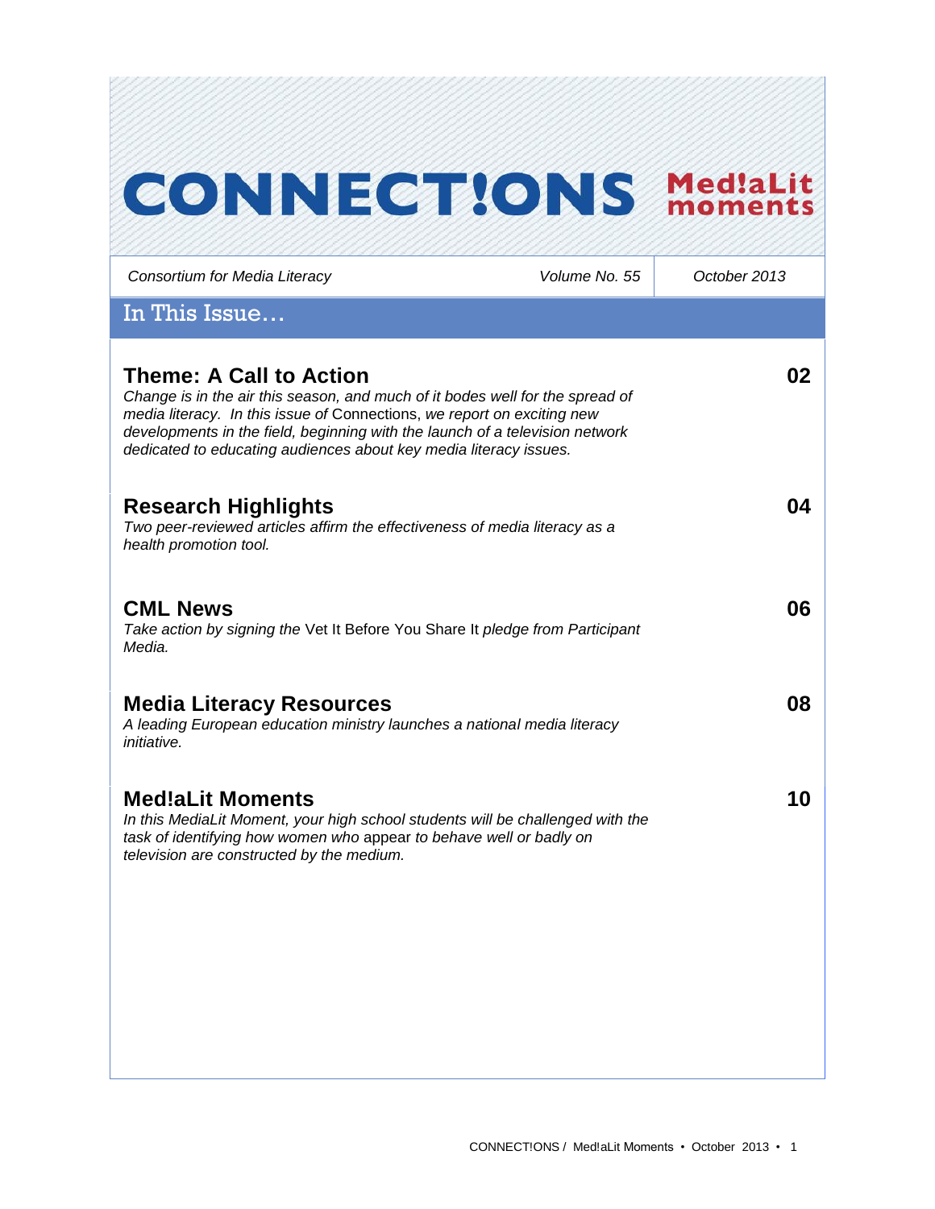# CONNECT!ONS Med!aLit moments

*Consortium for Media Literacy* | *Volume No. 55* | *October 2013*

## In This Issue…

### Theme: A Call to Action — 02

*Change is in the air this season, and much of it bodes well for the spread of media literacy. In this issue of* Connections, *we report on exciting new developments in the field, beginning with the launch of a television network dedicated to educating audiences about key media literacy issues.*

### Research Highlights — 04

*Two peer-reviewed articles affirm the effectiveness of media literacy as a health promotion tool.*

### CML News — 06

*Take action by signing the* Vet It Before You Share It *pledge from Participant Media.*

### Media Literacy Resources — 08

*A leading European education ministry launches a national media literacy initiative.*

### Med!aLit Moments — 10

*In this MediaLit Moment, your high school students will be challenged with the task of identifying how women who* appear *to behave well or badly on television are constructed by the medium.*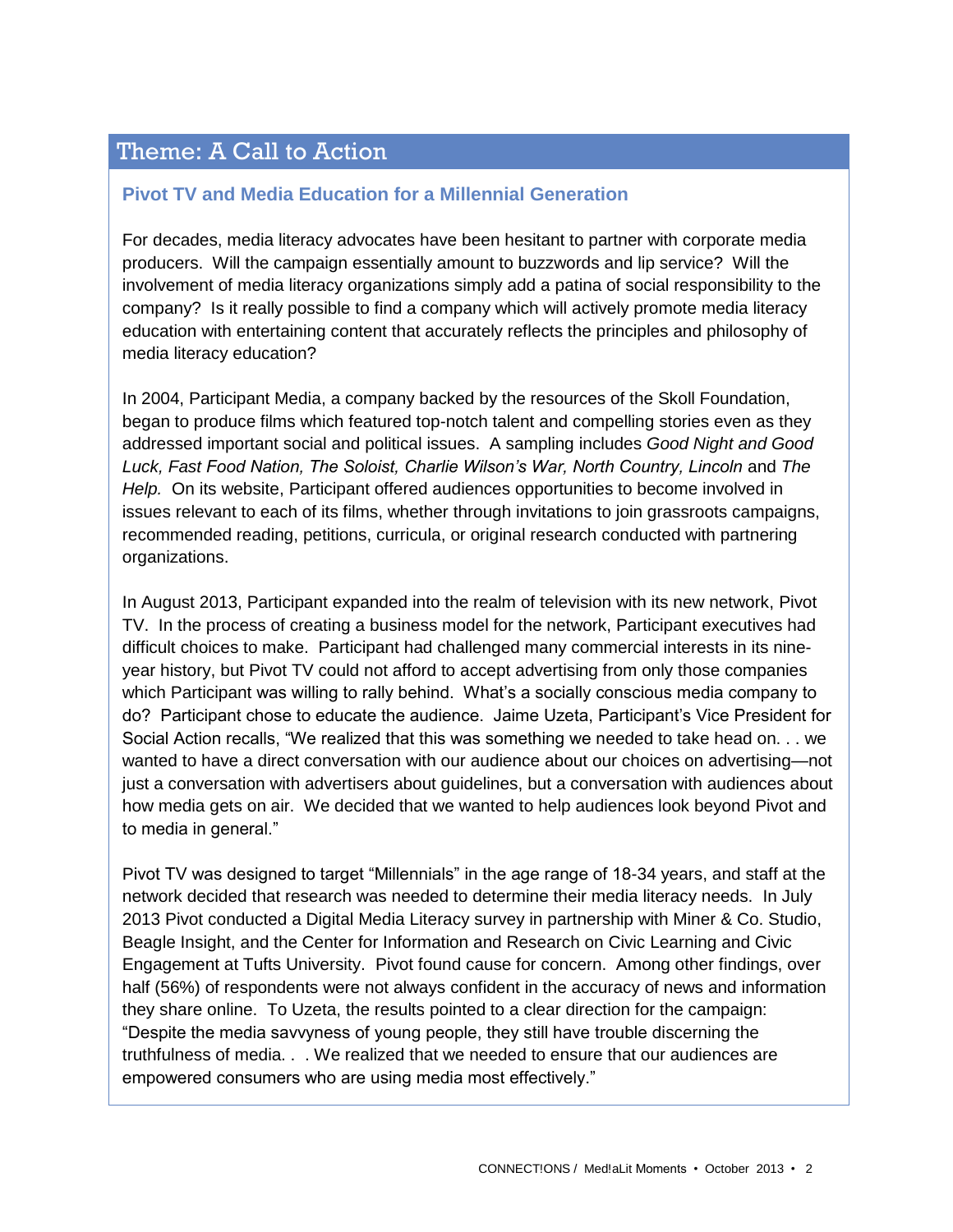## Theme: A Call to Action

### Pivot TV and Media Education for a Millennial Generation

For decades, media literacy advocates have been hesitant to partner with corporate media producers. Will the campaign essentially amount to buzzwords and lip service? Will the involvement of media literacy organizations simply add a patina of social responsibility to the company? Is it really possible to find a company which will actively promote media literacy education with entertaining content that accurately reflects the principles and philosophy of media literacy education?

In 2004, Participant Media, a company backed by the resources of the Skoll Foundation, began to produce films which featured top-notch talent and compelling stories even as they addressed important social and political issues. A sampling includes *Good Night and Good Luck, Fast Food Nation, The Soloist, Charlie Wilson's War, North Country, Lincoln* and *The Help.* On its website, Participant offered audiences opportunities to become involved in issues relevant to each of its films, whether through invitations to join grassroots campaigns, recommended reading, petitions, curricula, or original research conducted with partnering organizations.

In August 2013, Participant expanded into the realm of television with its new network, Pivot TV. In the process of creating a business model for the network, Participant executives had difficult choices to make. Participant had challenged many commercial interests in its nine-year history, but Pivot TV could not afford to accept advertising from only those companies which Participant was willing to rally behind. What's a socially conscious media company to do? Participant chose to educate the audience. Jaime Uzeta, Participant's Vice President for Social Action recalls, "We realized that this was something we needed to take head on. . . we wanted to have a direct conversation with our audience about our choices on advertising—not just a conversation with advertisers about guidelines, but a conversation with audiences about how media gets on air. We decided that we wanted to help audiences look beyond Pivot and to media in general."

Pivot TV was designed to target "Millennials" in the age range of 18-34 years, and staff at the network decided that research was needed to determine their media literacy needs. In July 2013 Pivot conducted a Digital Media Literacy survey in partnership with Miner & Co. Studio, Beagle Insight, and the Center for Information and Research on Civic Learning and Civic Engagement at Tufts University. Pivot found cause for concern. Among other findings, over half (56%) of respondents were not always confident in the accuracy of news and information they share online. To Uzeta, the results pointed to a clear direction for the campaign: "Despite the media savvyness of young people, they still have trouble discerning the truthfulness of media. . . We realized that we needed to ensure that our audiences are empowered consumers who are using media most effectively."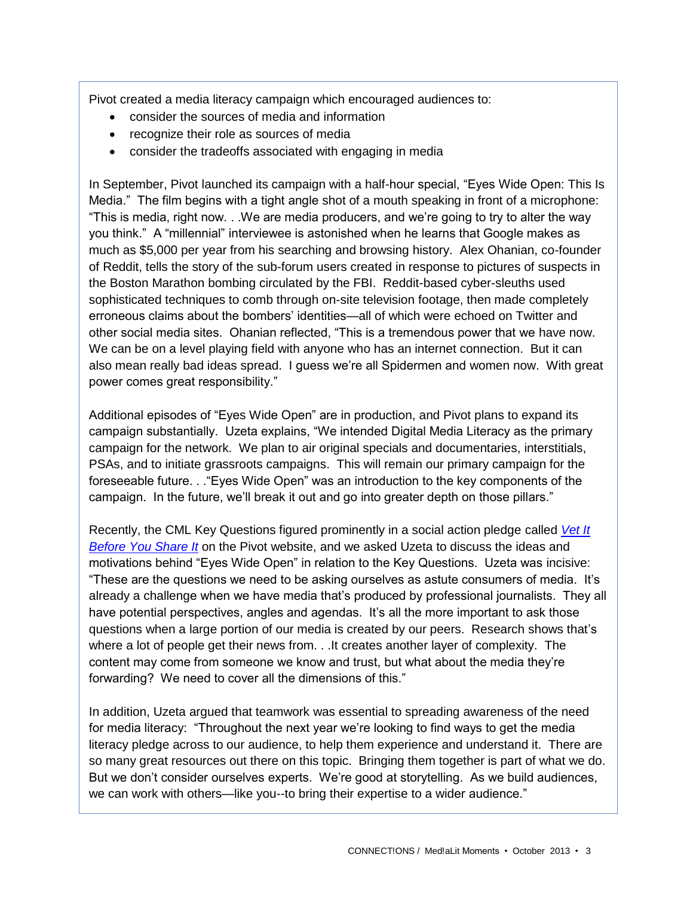Pivot created a media literacy campaign which encouraged audiences to:

- consider the sources of media and information
- recognize their role as sources of media
- consider the tradeoffs associated with engaging in media

In September, Pivot launched its campaign with a half-hour special, "Eyes Wide Open: This Is Media." The film begins with a tight angle shot of a mouth speaking in front of a microphone: "This is media, right now. . .We are media producers, and we're going to try to alter the way you think." A "millennial" interviewee is astonished when he learns that Google makes as much as $5,000 per year from his searching and browsing history. Alex Ohanian, co-founder of Reddit, tells the story of the sub-forum users created in response to pictures of suspects in the Boston Marathon bombing circulated by the FBI. Reddit-based cyber-sleuths used sophisticated techniques to comb through on-site television footage, then made completely erroneous claims about the bombers' identities—all of which were echoed on Twitter and other social media sites. Ohanian reflected, "This is a tremendous power that we have now. We can be on a level playing field with anyone who has an internet connection. But it can also mean really bad ideas spread. I guess we're all Spidermen and women now. With great power comes great responsibility."

Additional episodes of "Eyes Wide Open" are in production, and Pivot plans to expand its campaign substantially. Uzeta explains, "We intended Digital Media Literacy as the primary campaign for the network. We plan to air original specials and documentaries, interstitials, PSAs, and to initiate grassroots campaigns. This will remain our primary campaign for the foreseeable future. . ."Eyes Wide Open" was an introduction to the key components of the campaign. In the future, we'll break it out and go into greater depth on those pillars."

Recently, the CML Key Questions figured prominently in a social action pledge called *Vet It Before You Share It* on the Pivot website, and we asked Uzeta to discuss the ideas and motivations behind "Eyes Wide Open" in relation to the Key Questions. Uzeta was incisive: "These are the questions we need to be asking ourselves as astute consumers of media. It's already a challenge when we have media that's produced by professional journalists. They all have potential perspectives, angles and agendas. It's all the more important to ask those questions when a large portion of our media is created by our peers. Research shows that's where a lot of people get their news from. . .It creates another layer of complexity. The content may come from someone we know and trust, but what about the media they're forwarding? We need to cover all the dimensions of this."

In addition, Uzeta argued that teamwork was essential to spreading awareness of the need for media literacy: "Throughout the next year we're looking to find ways to get the media literacy pledge across to our audience, to help them experience and understand it. There are so many great resources out there on this topic. Bringing them together is part of what we do. But we don't consider ourselves experts. We're good at storytelling. As we build audiences, we can work with others—like you--to bring their expertise to a wider audience."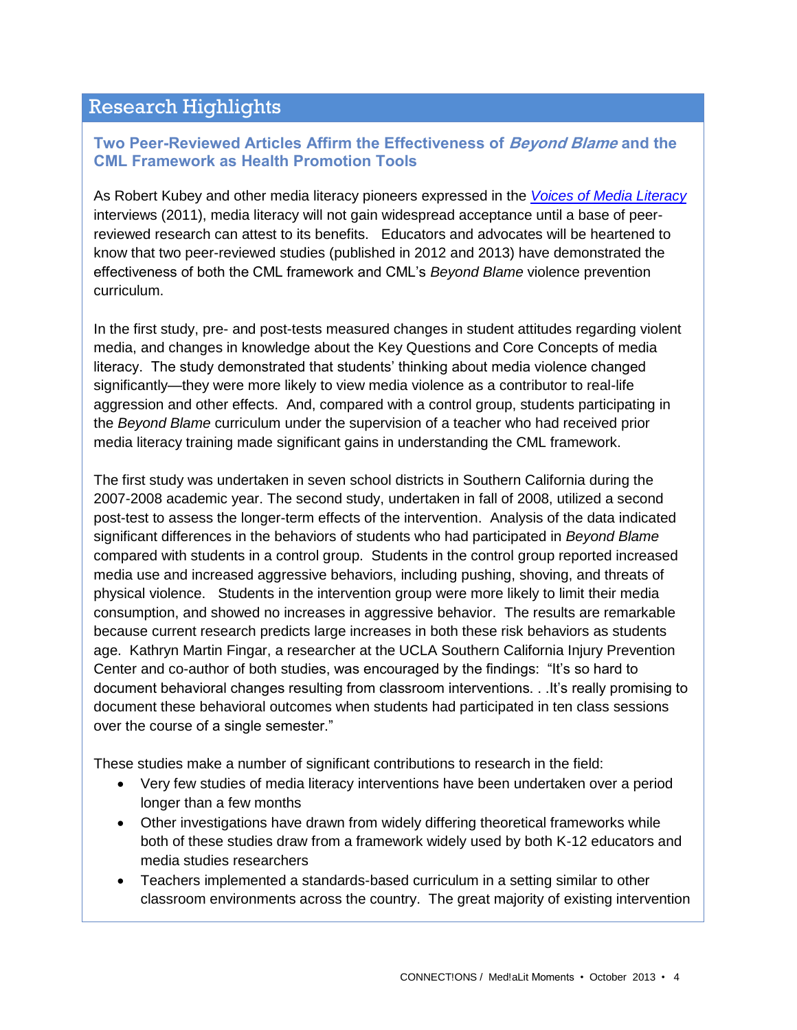## Research Highlights

### Two Peer-Reviewed Articles Affirm the Effectiveness of *Beyond Blame* and the CML Framework as Health Promotion Tools

As Robert Kubey and other media literacy pioneers expressed in the *Voices of Media Literacy* interviews (2011), media literacy will not gain widespread acceptance until a base of peer-reviewed research can attest to its benefits. Educators and advocates will be heartened to know that two peer-reviewed studies (published in 2012 and 2013) have demonstrated the effectiveness of both the CML framework and CML's *Beyond Blame* violence prevention curriculum.

In the first study, pre- and post-tests measured changes in student attitudes regarding violent media, and changes in knowledge about the Key Questions and Core Concepts of media literacy. The study demonstrated that students' thinking about media violence changed significantly—they were more likely to view media violence as a contributor to real-life aggression and other effects. And, compared with a control group, students participating in the *Beyond Blame* curriculum under the supervision of a teacher who had received prior media literacy training made significant gains in understanding the CML framework.

The first study was undertaken in seven school districts in Southern California during the 2007-2008 academic year. The second study, undertaken in fall of 2008, utilized a second post-test to assess the longer-term effects of the intervention. Analysis of the data indicated significant differences in the behaviors of students who had participated in *Beyond Blame* compared with students in a control group. Students in the control group reported increased media use and increased aggressive behaviors, including pushing, shoving, and threats of physical violence. Students in the intervention group were more likely to limit their media consumption, and showed no increases in aggressive behavior. The results are remarkable because current research predicts large increases in both these risk behaviors as students age. Kathryn Martin Fingar, a researcher at the UCLA Southern California Injury Prevention Center and co-author of both studies, was encouraged by the findings: "It's so hard to document behavioral changes resulting from classroom interventions. . .It's really promising to document these behavioral outcomes when students had participated in ten class sessions over the course of a single semester."

These studies make a number of significant contributions to research in the field:

- Very few studies of media literacy interventions have been undertaken over a period longer than a few months
- Other investigations have drawn from widely differing theoretical frameworks while both of these studies draw from a framework widely used by both K-12 educators and media studies researchers
- Teachers implemented a standards-based curriculum in a setting similar to other classroom environments across the country. The great majority of existing intervention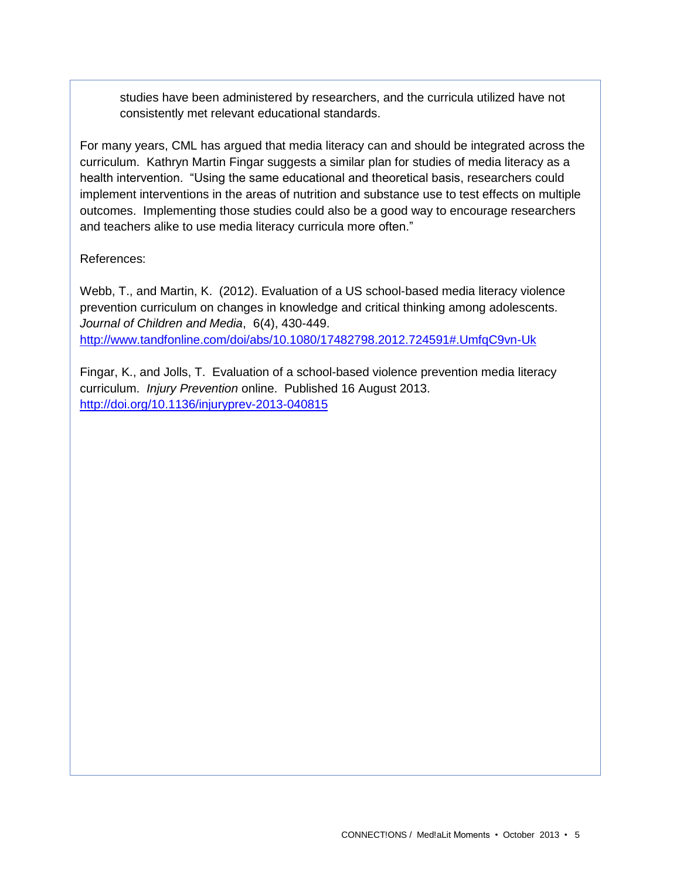studies have been administered by researchers, and the curricula utilized have not consistently met relevant educational standards.

For many years, CML has argued that media literacy can and should be integrated across the curriculum. Kathryn Martin Fingar suggests a similar plan for studies of media literacy as a health intervention. "Using the same educational and theoretical basis, researchers could implement interventions in the areas of nutrition and substance use to test effects on multiple outcomes. Implementing those studies could also be a good way to encourage researchers and teachers alike to use media literacy curricula more often."

References:

Webb, T., and Martin, K. (2012). Evaluation of a US school-based media literacy violence prevention curriculum on changes in knowledge and critical thinking among adolescents. *Journal of Children and Media*, 6(4), 430-449. http://www.tandfonline.com/doi/abs/10.1080/17482798.2012.724591#.UmfqC9vn-Uk

Fingar, K., and Jolls, T. Evaluation of a school-based violence prevention media literacy curriculum. *Injury Prevention* online. Published 16 August 2013. http://doi.org/10.1136/injuryprev-2013-040815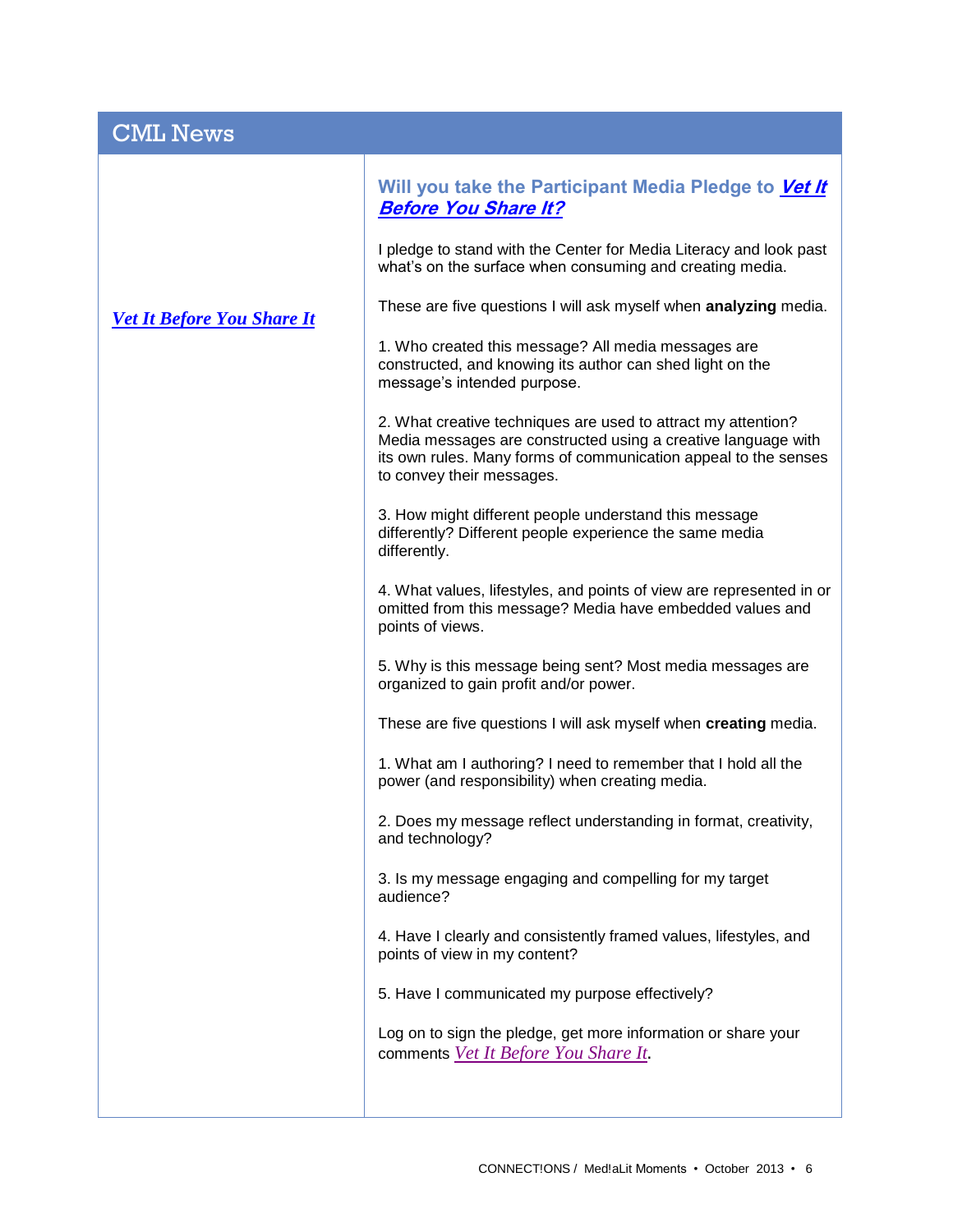## CML News

*Vet It Before You Share It*

### Will you take the Participant Media Pledge to *Vet It Before You Share It?*

I pledge to stand with the Center for Media Literacy and look past what's on the surface when consuming and creating media.

These are five questions I will ask myself when **analyzing** media.

1. Who created this message? All media messages are constructed, and knowing its author can shed light on the message's intended purpose.

2. What creative techniques are used to attract my attention? Media messages are constructed using a creative language with its own rules. Many forms of communication appeal to the senses to convey their messages.

3. How might different people understand this message differently? Different people experience the same media differently.

4. What values, lifestyles, and points of view are represented in or omitted from this message? Media have embedded values and points of views.

5. Why is this message being sent? Most media messages are organized to gain profit and/or power.

These are five questions I will ask myself when **creating** media.

1. What am I authoring? I need to remember that I hold all the power (and responsibility) when creating media.

2. Does my message reflect understanding in format, creativity, and technology?

3. Is my message engaging and compelling for my target audience?

4. Have I clearly and consistently framed values, lifestyles, and points of view in my content?

5. Have I communicated my purpose effectively?

Log on to sign the pledge, get more information or share your comments *Vet It Before You Share It*.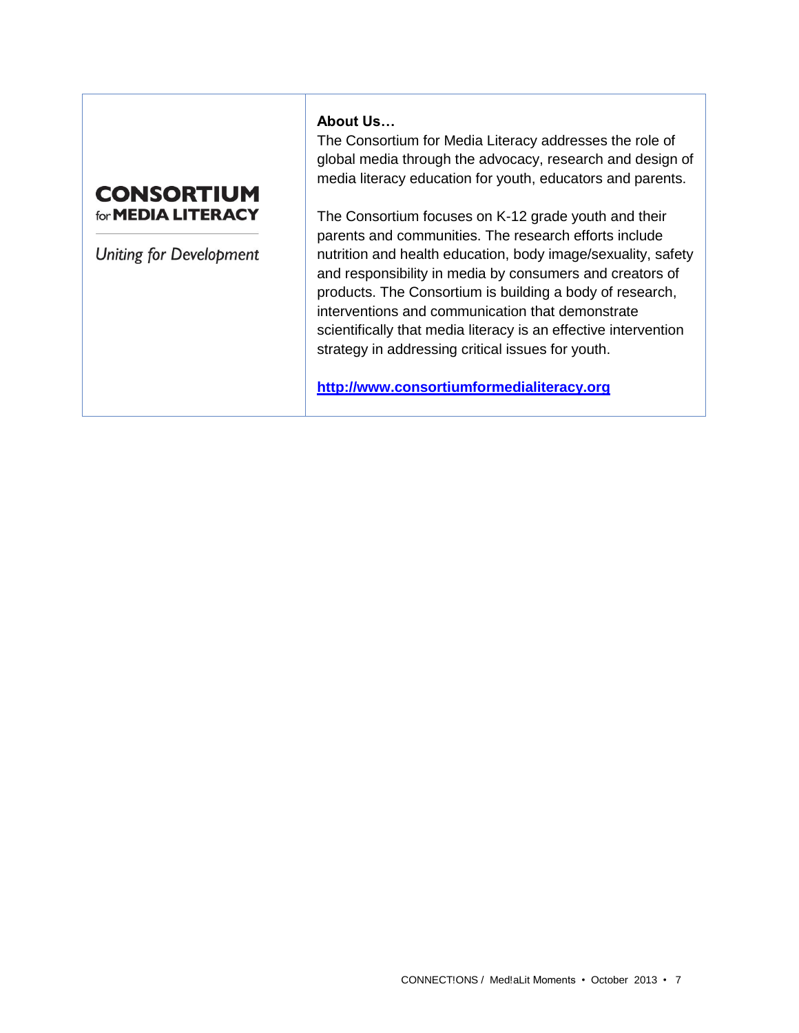**CONSORTIUM**
for **MEDIA LITERACY**

*Uniting for Development*

**About Us…**

The Consortium for Media Literacy addresses the role of global media through the advocacy, research and design of media literacy education for youth, educators and parents.

The Consortium focuses on K-12 grade youth and their parents and communities. The research efforts include nutrition and health education, body image/sexuality, safety and responsibility in media by consumers and creators of products. The Consortium is building a body of research, interventions and communication that demonstrate scientifically that media literacy is an effective intervention strategy in addressing critical issues for youth.

**http://www.consortiumformedialiteracy.org**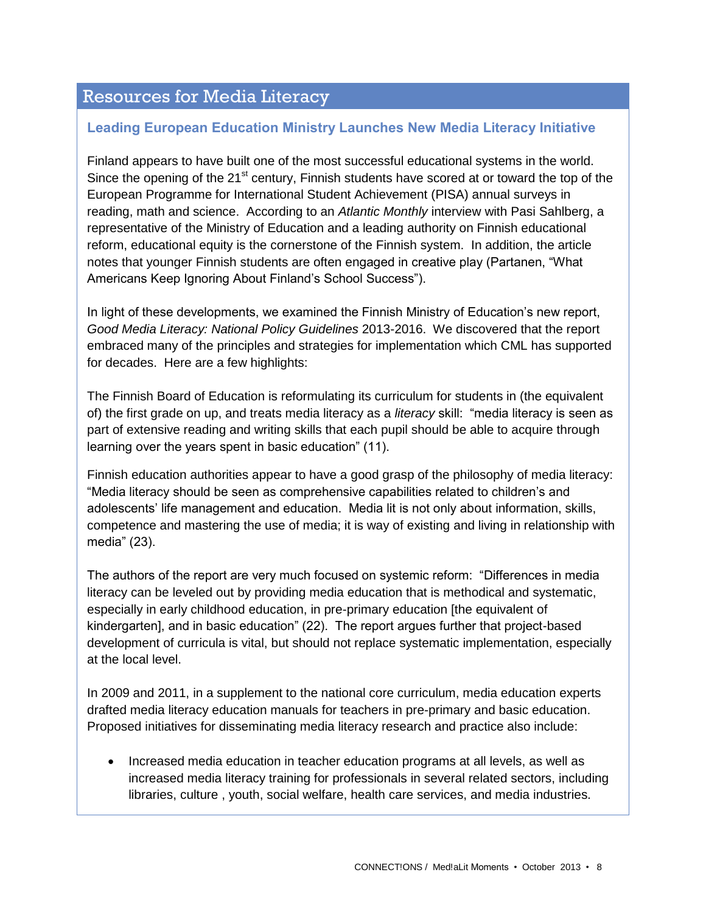## Resources for Media Literacy

### Leading European Education Ministry Launches New Media Literacy Initiative

Finland appears to have built one of the most successful educational systems in the world. Since the opening of the 21st century, Finnish students have scored at or toward the top of the European Programme for International Student Achievement (PISA) annual surveys in reading, math and science. According to an *Atlantic Monthly* interview with Pasi Sahlberg, a representative of the Ministry of Education and a leading authority on Finnish educational reform, educational equity is the cornerstone of the Finnish system. In addition, the article notes that younger Finnish students are often engaged in creative play (Partanen, "What Americans Keep Ignoring About Finland's School Success").

In light of these developments, we examined the Finnish Ministry of Education's new report, *Good Media Literacy: National Policy Guidelines* 2013-2016. We discovered that the report embraced many of the principles and strategies for implementation which CML has supported for decades. Here are a few highlights:

The Finnish Board of Education is reformulating its curriculum for students in (the equivalent of) the first grade on up, and treats media literacy as a *literacy* skill: "media literacy is seen as part of extensive reading and writing skills that each pupil should be able to acquire through learning over the years spent in basic education" (11).

Finnish education authorities appear to have a good grasp of the philosophy of media literacy: "Media literacy should be seen as comprehensive capabilities related to children's and adolescents' life management and education. Media lit is not only about information, skills, competence and mastering the use of media; it is way of existing and living in relationship with media" (23).

The authors of the report are very much focused on systemic reform: "Differences in media literacy can be leveled out by providing media education that is methodical and systematic, especially in early childhood education, in pre-primary education [the equivalent of kindergarten], and in basic education" (22). The report argues further that project-based development of curricula is vital, but should not replace systematic implementation, especially at the local level.

In 2009 and 2011, in a supplement to the national core curriculum, media education experts drafted media literacy education manuals for teachers in pre-primary and basic education. Proposed initiatives for disseminating media literacy research and practice also include:

- Increased media education in teacher education programs at all levels, as well as increased media literacy training for professionals in several related sectors, including libraries, culture , youth, social welfare, health care services, and media industries.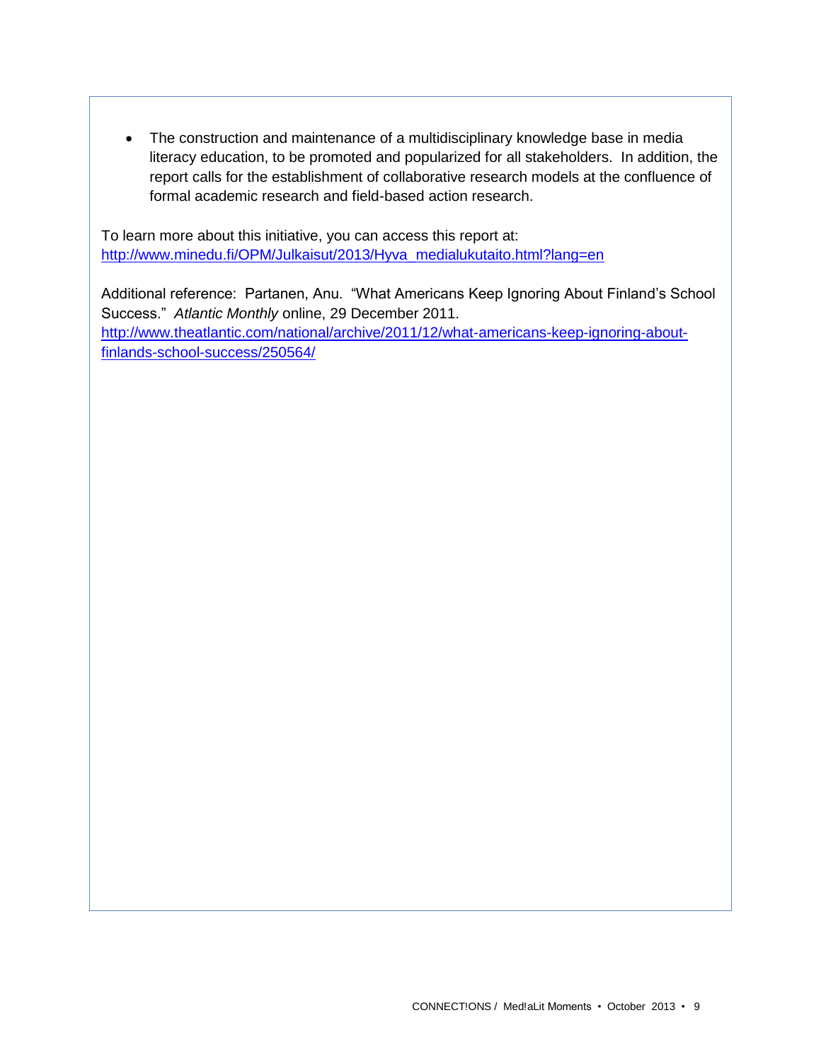- The construction and maintenance of a multidisciplinary knowledge base in media literacy education, to be promoted and popularized for all stakeholders. In addition, the report calls for the establishment of collaborative research models at the confluence of formal academic research and field-based action research.

To learn more about this initiative, you can access this report at: http://www.minedu.fi/OPM/Julkaisut/2013/Hyva_medialukutaito.html?lang=en

Additional reference: Partanen, Anu. "What Americans Keep Ignoring About Finland's School Success." *Atlantic Monthly* online, 29 December 2011. http://www.theatlantic.com/national/archive/2011/12/what-americans-keep-ignoring-about-finlands-school-success/250564/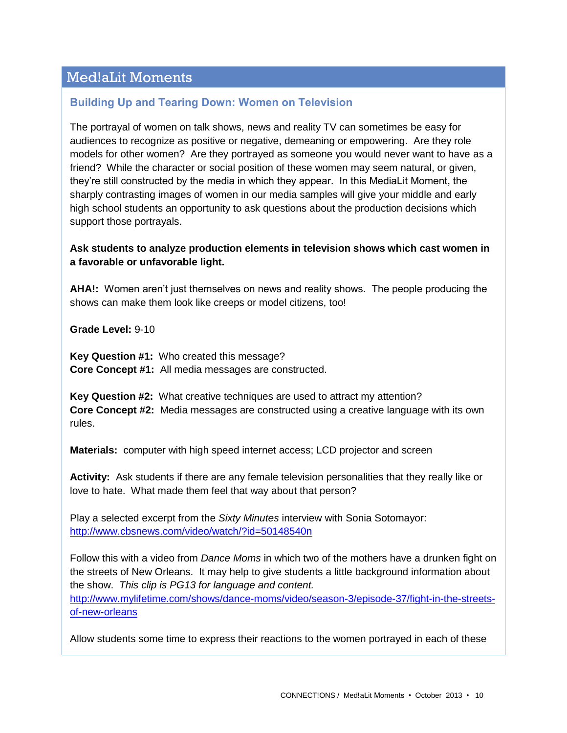## Med!aLit Moments

### Building Up and Tearing Down: Women on Television

The portrayal of women on talk shows, news and reality TV can sometimes be easy for audiences to recognize as positive or negative, demeaning or empowering. Are they role models for other women? Are they portrayed as someone you would never want to have as a friend? While the character or social position of these women may seem natural, or given, they're still constructed by the media in which they appear. In this MediaLit Moment, the sharply contrasting images of women in our media samples will give your middle and early high school students an opportunity to ask questions about the production decisions which support those portrayals.

**Ask students to analyze production elements in television shows which cast women in a favorable or unfavorable light.**

**AHA!:** Women aren't just themselves on news and reality shows. The people producing the shows can make them look like creeps or model citizens, too!

**Grade Level:** 9-10

**Key Question #1:** Who created this message?
**Core Concept #1:** All media messages are constructed.

**Key Question #2:** What creative techniques are used to attract my attention?
**Core Concept #2:** Media messages are constructed using a creative language with its own rules.

**Materials:** computer with high speed internet access; LCD projector and screen

**Activity:** Ask students if there are any female television personalities that they really like or love to hate. What made them feel that way about that person?

Play a selected excerpt from the *Sixty Minutes* interview with Sonia Sotomayor:
http://www.cbsnews.com/video/watch/?id=50148540n

Follow this with a video from *Dance Moms* in which two of the mothers have a drunken fight on the streets of New Orleans. It may help to give students a little background information about the show. *This clip is PG13 for language and content.*
http://www.mylifetime.com/shows/dance-moms/video/season-3/episode-37/fight-in-the-streets-of-new-orleans

Allow students some time to express their reactions to the women portrayed in each of these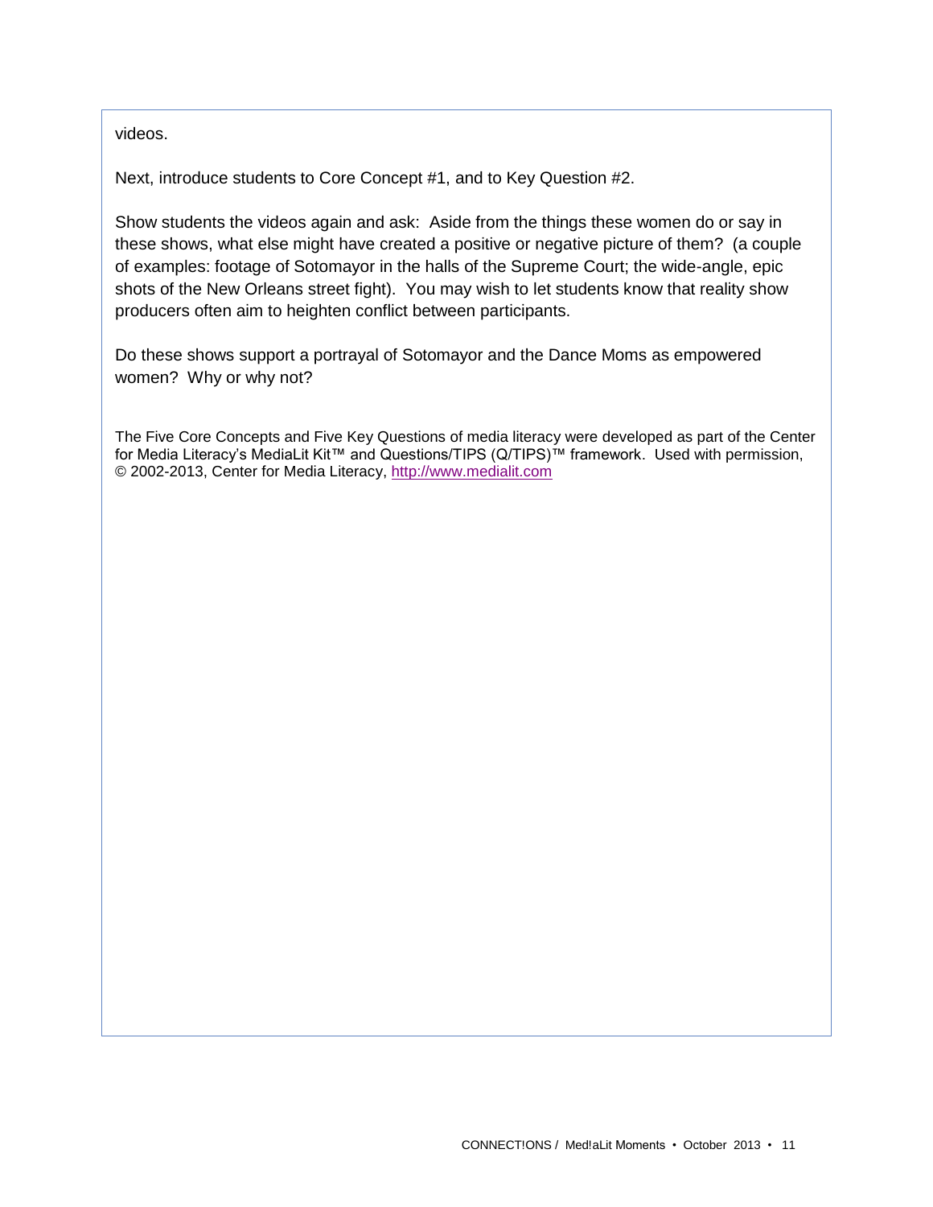videos.

Next, introduce students to Core Concept #1, and to Key Question #2.

Show students the videos again and ask: Aside from the things these women do or say in these shows, what else might have created a positive or negative picture of them? (a couple of examples: footage of Sotomayor in the halls of the Supreme Court; the wide-angle, epic shots of the New Orleans street fight). You may wish to let students know that reality show producers often aim to heighten conflict between participants.

Do these shows support a portrayal of Sotomayor and the Dance Moms as empowered women? Why or why not?

The Five Core Concepts and Five Key Questions of media literacy were developed as part of the Center for Media Literacy's MediaLit Kit™ and Questions/TIPS (Q/TIPS)™ framework. Used with permission, © 2002-2013, Center for Media Literacy, http://www.medialit.com